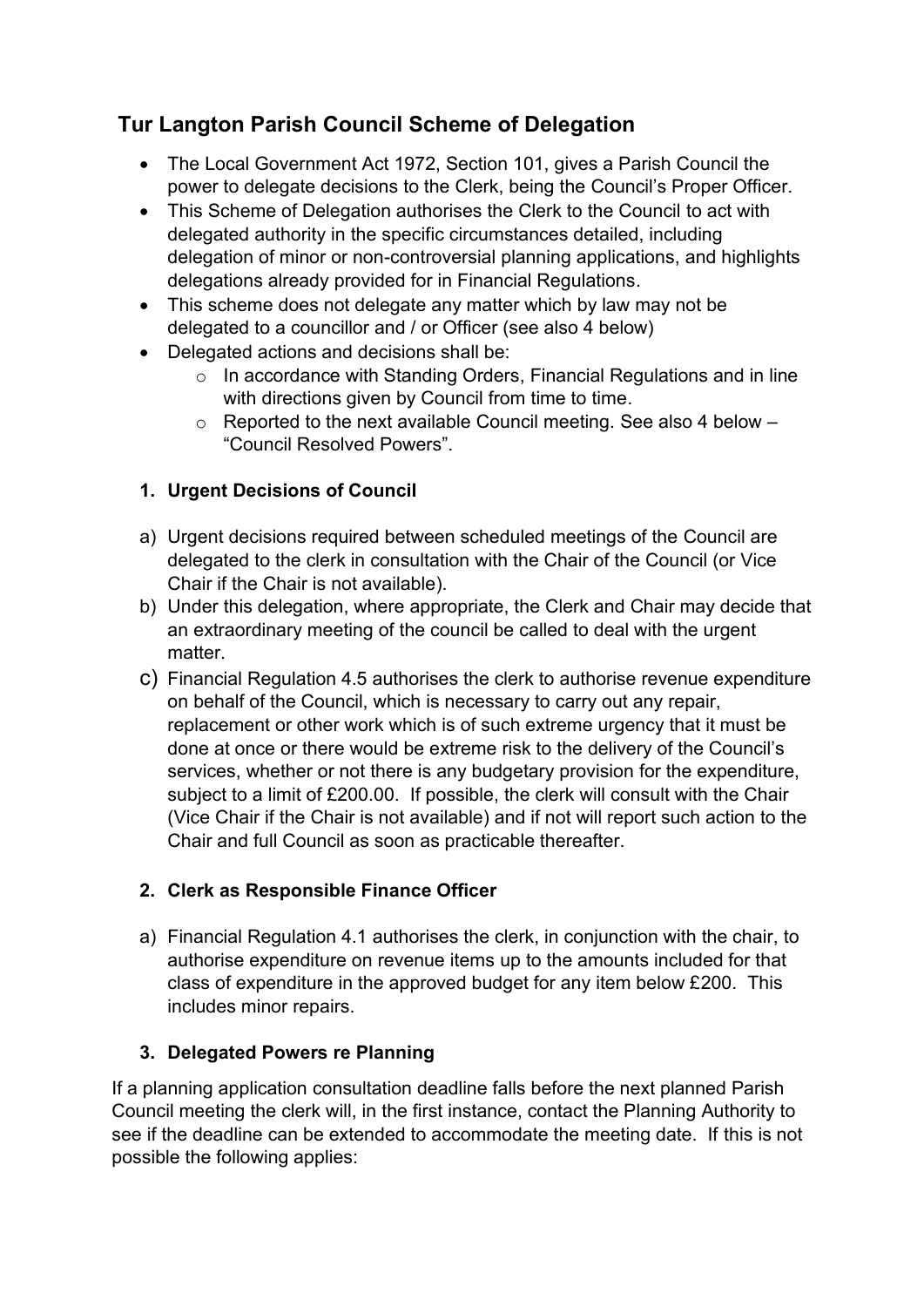# Tur Langton Parish Council Scheme of Delegation

- The Local Government Act 1972, Section 101, gives a Parish Council the power to delegate decisions to the Clerk, being the Council's Proper Officer.
- This Scheme of Delegation authorises the Clerk to the Council to act with delegated authority in the specific circumstances detailed, including delegation of minor or non-controversial planning applications, and highlights delegations already provided for in Financial Regulations.
- This scheme does not delegate any matter which by law may not be delegated to a councillor and / or Officer (see also 4 below)
- Delegated actions and decisions shall be:
  - In accordance with Standing Orders, Financial Regulations and in line with directions given by Council from time to time.
  - Reported to the next available Council meeting. See also 4 below – "Council Resolved Powers".

### 1. Urgent Decisions of Council

a) Urgent decisions required between scheduled meetings of the Council are delegated to the clerk in consultation with the Chair of the Council (or Vice Chair if the Chair is not available).

b) Under this delegation, where appropriate, the Clerk and Chair may decide that an extraordinary meeting of the council be called to deal with the urgent matter.

c) Financial Regulation 4.5 authorises the clerk to authorise revenue expenditure on behalf of the Council, which is necessary to carry out any repair, replacement or other work which is of such extreme urgency that it must be done at once or there would be extreme risk to the delivery of the Council's services, whether or not there is any budgetary provision for the expenditure, subject to a limit of £200.00. If possible, the clerk will consult with the Chair (Vice Chair if the Chair is not available) and if not will report such action to the Chair and full Council as soon as practicable thereafter.

### 2. Clerk as Responsible Finance Officer

a) Financial Regulation 4.1 authorises the clerk, in conjunction with the chair, to authorise expenditure on revenue items up to the amounts included for that class of expenditure in the approved budget for any item below £200. This includes minor repairs.

### 3. Delegated Powers re Planning

If a planning application consultation deadline falls before the next planned Parish Council meeting the clerk will, in the first instance, contact the Planning Authority to see if the deadline can be extended to accommodate the meeting date. If this is not possible the following applies: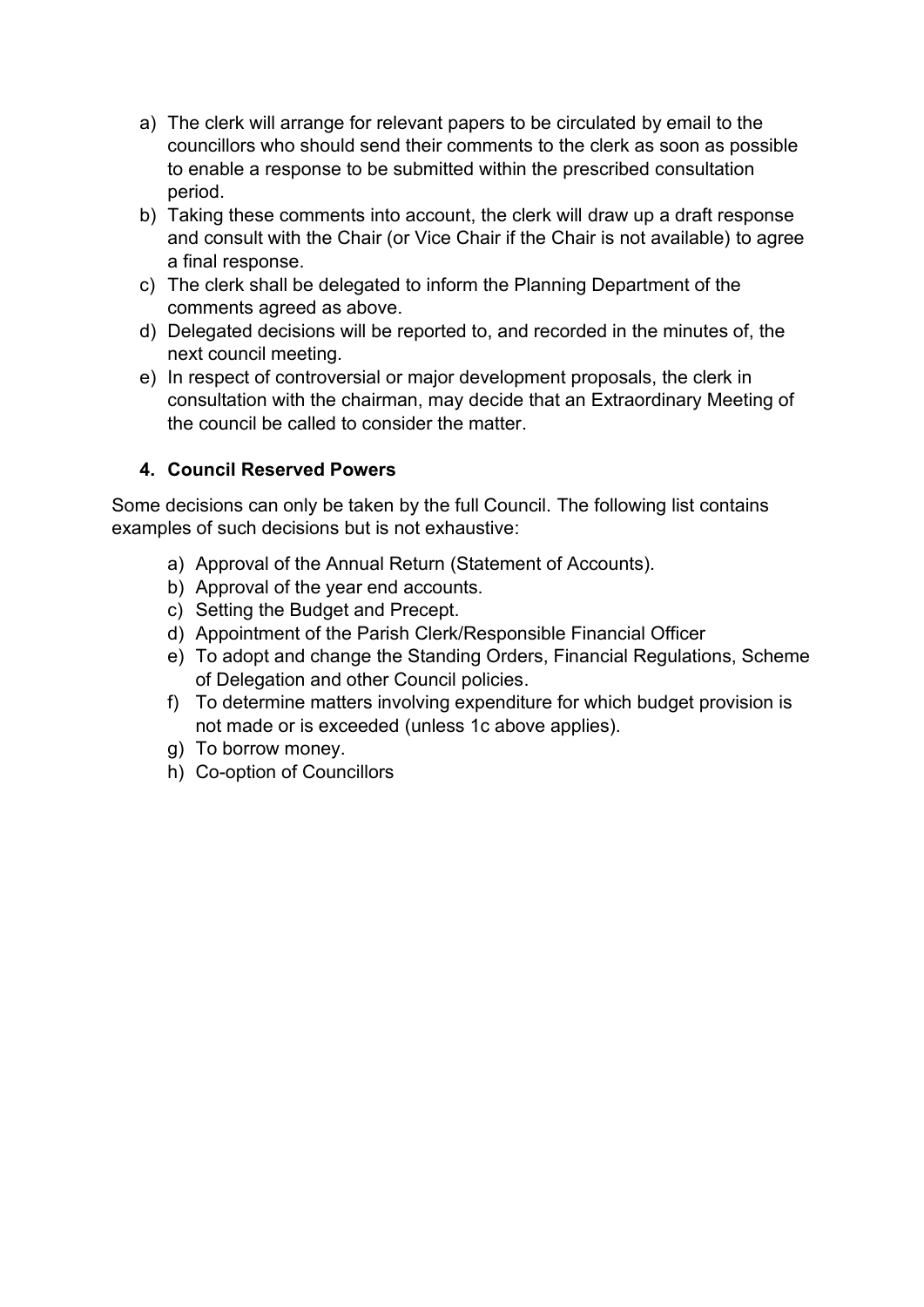a) The clerk will arrange for relevant papers to be circulated by email to the councillors who should send their comments to the clerk as soon as possible to enable a response to be submitted within the prescribed consultation period.
b) Taking these comments into account, the clerk will draw up a draft response and consult with the Chair (or Vice Chair if the Chair is not available) to agree a final response.
c) The clerk shall be delegated to inform the Planning Department of the comments agreed as above.
d) Delegated decisions will be reported to, and recorded in the minutes of, the next council meeting.
e) In respect of controversial or major development proposals, the clerk in consultation with the chairman, may decide that an Extraordinary Meeting of the council be called to consider the matter.

**4. Council Reserved Powers**

Some decisions can only be taken by the full Council. The following list contains examples of such decisions but is not exhaustive:

a) Approval of the Annual Return (Statement of Accounts).
b) Approval of the year end accounts.
c) Setting the Budget and Precept.
d) Appointment of the Parish Clerk/Responsible Financial Officer
e) To adopt and change the Standing Orders, Financial Regulations, Scheme of Delegation and other Council policies.
f) To determine matters involving expenditure for which budget provision is not made or is exceeded (unless 1c above applies).
g) To borrow money.
h) Co-option of Councillors